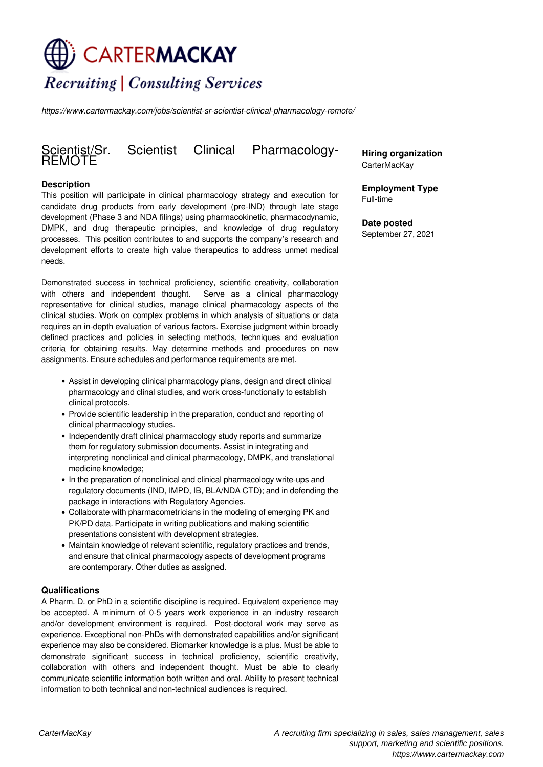# CARTERMACKAY

*Recruiting | Consulting Services*

*https://www.cartermackay.com/jobs/scientist-sr-scientist-clinical-pharmacology-remote/*

## Scientist/Sr. Scientist Clinical Pharmacology-REMOTE

**Hiring organization**
CarterMacKay

**Employment Type**
Full-time

**Date posted**
September 27, 2021

### Description

This position will participate in clinical pharmacology strategy and execution for candidate drug products from early development (pre-IND) through late stage development (Phase 3 and NDA filings) using pharmacokinetic, pharmacodynamic, DMPK, and drug therapeutic principles, and knowledge of drug regulatory processes. This position contributes to and supports the company's research and development efforts to create high value therapeutics to address unmet medical needs.

Demonstrated success in technical proficiency, scientific creativity, collaboration with others and independent thought. Serve as a clinical pharmacology representative for clinical studies, manage clinical pharmacology aspects of the clinical studies. Work on complex problems in which analysis of situations or data requires an in-depth evaluation of various factors. Exercise judgment within broadly defined practices and policies in selecting methods, techniques and evaluation criteria for obtaining results. May determine methods and procedures on new assignments. Ensure schedules and performance requirements are met.

- Assist in developing clinical pharmacology plans, design and direct clinical pharmacology and clinal studies, and work cross-functionally to establish clinical protocols.
- Provide scientific leadership in the preparation, conduct and reporting of clinical pharmacology studies.
- Independently draft clinical pharmacology study reports and summarize them for regulatory submission documents. Assist in integrating and interpreting nonclinical and clinical pharmacology, DMPK, and translational medicine knowledge;
- In the preparation of nonclinical and clinical pharmacology write-ups and regulatory documents (IND, IMPD, IB, BLA/NDA CTD); and in defending the package in interactions with Regulatory Agencies.
- Collaborate with pharmacometricians in the modeling of emerging PK and PK/PD data. Participate in writing publications and making scientific presentations consistent with development strategies.
- Maintain knowledge of relevant scientific, regulatory practices and trends, and ensure that clinical pharmacology aspects of development programs are contemporary. Other duties as assigned.

### Qualifications

A Pharm. D. or PhD in a scientific discipline is required. Equivalent experience may be accepted. A minimum of 0-5 years work experience in an industry research and/or development environment is required. Post-doctoral work may serve as experience. Exceptional non-PhDs with demonstrated capabilities and/or significant experience may also be considered. Biomarker knowledge is a plus. Must be able to demonstrate significant success in technical proficiency, scientific creativity, collaboration with others and independent thought. Must be able to clearly communicate scientific information both written and oral. Ability to present technical information to both technical and non-technical audiences is required.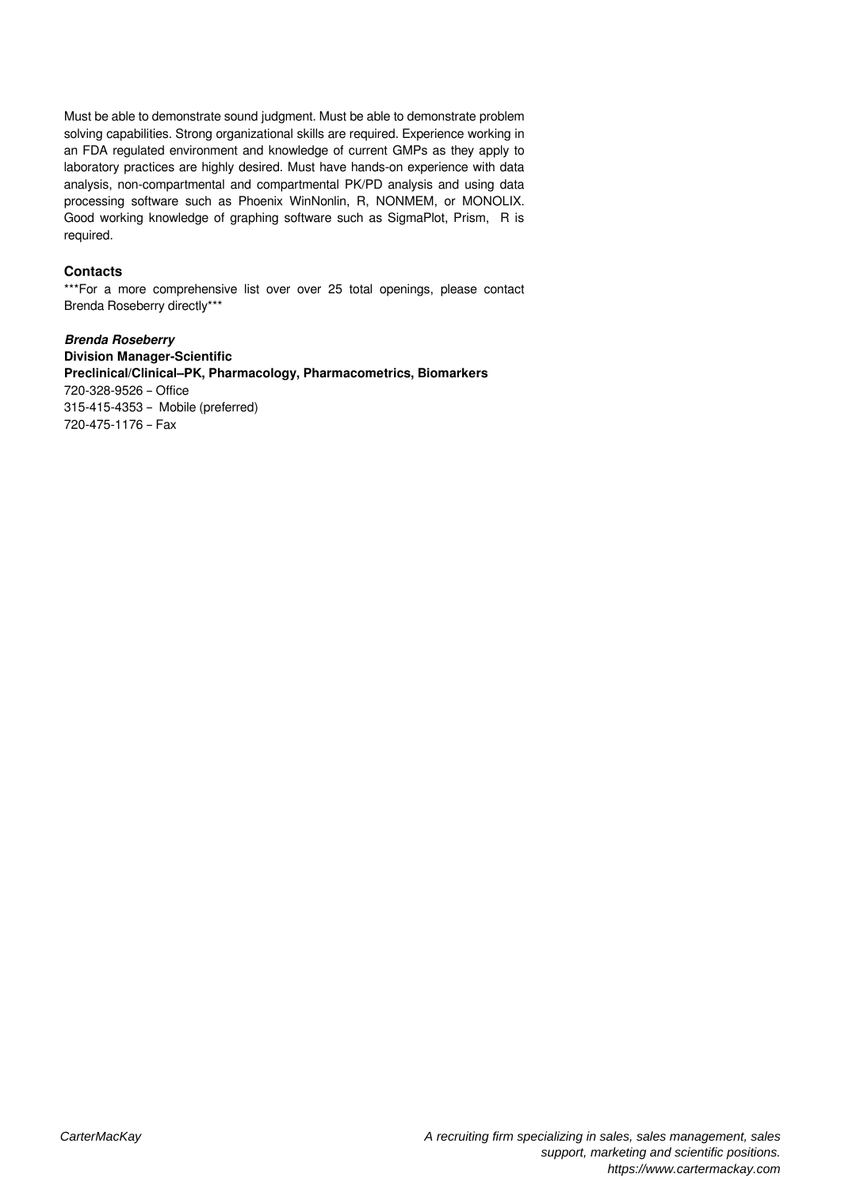Must be able to demonstrate sound judgment. Must be able to demonstrate problem solving capabilities. Strong organizational skills are required. Experience working in an FDA regulated environment and knowledge of current GMPs as they apply to laboratory practices are highly desired. Must have hands-on experience with data analysis, non-compartmental and compartmental PK/PD analysis and using data processing software such as Phoenix WinNonlin, R, NONMEM, or MONOLIX. Good working knowledge of graphing software such as SigmaPlot, Prism, R is required.

### Contacts

***For a more comprehensive list over over 25 total openings, please contact Brenda Roseberry directly***

***Brenda Roseberry***
**Division Manager-Scientific**
**Preclinical/Clinical–PK, Pharmacology, Pharmacometrics, Biomarkers**
720-328-9526 – Office
315-415-4353 – Mobile (preferred)
720-475-1176 – Fax